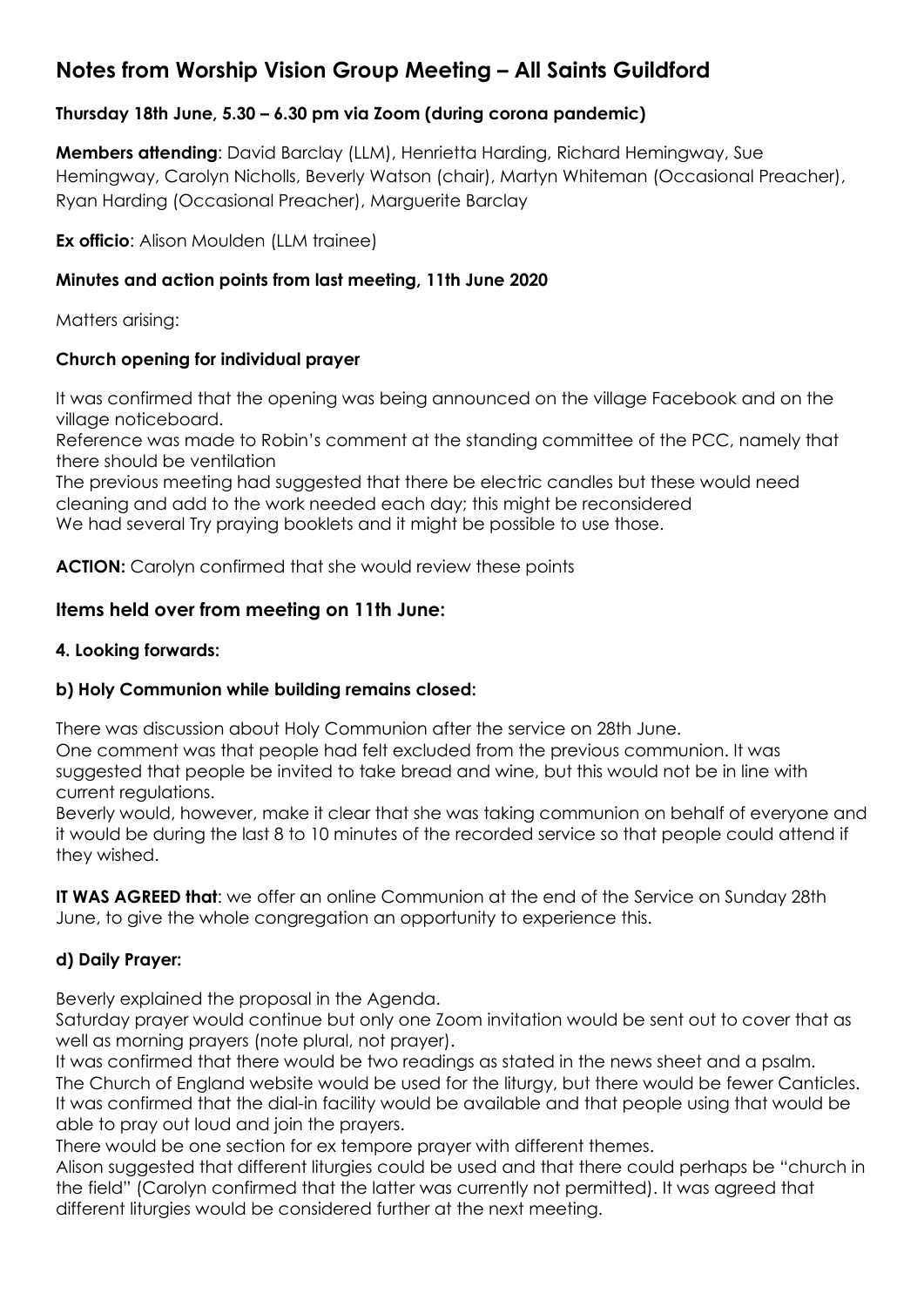# Notes from Worship Vision Group Meeting – All Saints Guildford

### Thursday 18th June, 5.30 – 6.30 pm via Zoom (during corona pandemic)

**Members attending**: David Barclay (LLM), Henrietta Harding, Richard Hemingway, Sue Hemingway, Carolyn Nicholls, Beverly Watson (chair), Martyn Whiteman (Occasional Preacher), Ryan Harding (Occasional Preacher), Marguerite Barclay

**Ex officio**: Alison Moulden (LLM trainee)

### Minutes and action points from last meeting, 11th June 2020

Matters arising:

### Church opening for individual prayer

It was confirmed that the opening was being announced on the village Facebook and on the village noticeboard.
Reference was made to Robin's comment at the standing committee of the PCC, namely that there should be ventilation
The previous meeting had suggested that there be electric candles but these would need cleaning and add to the work needed each day; this might be reconsidered
We had several Try praying booklets and it might be possible to use those.

**ACTION:** Carolyn confirmed that she would review these points

## Items held over from meeting on 11th June:

### 4. Looking forwards:

### b) Holy Communion while building remains closed:

There was discussion about Holy Communion after the service on 28th June.
One comment was that people had felt excluded from the previous communion. It was suggested that people be invited to take bread and wine, but this would not be in line with current regulations.
Beverly would, however, make it clear that she was taking communion on behalf of everyone and it would be during the last 8 to 10 minutes of the recorded service so that people could attend if they wished.

**IT WAS AGREED that**: we offer an online Communion at the end of the Service on Sunday 28th June, to give the whole congregation an opportunity to experience this.

### d) Daily Prayer:

Beverly explained the proposal in the Agenda.
Saturday prayer would continue but only one Zoom invitation would be sent out to cover that as well as morning prayers (note plural, not prayer).
It was confirmed that there would be two readings as stated in the news sheet and a psalm.
The Church of England website would be used for the liturgy, but there would be fewer Canticles.
It was confirmed that the dial-in facility would be available and that people using that would be able to pray out loud and join the prayers.
There would be one section for ex tempore prayer with different themes.
Alison suggested that different liturgies could be used and that there could perhaps be "church in the field" (Carolyn confirmed that the latter was currently not permitted). It was agreed that different liturgies would be considered further at the next meeting.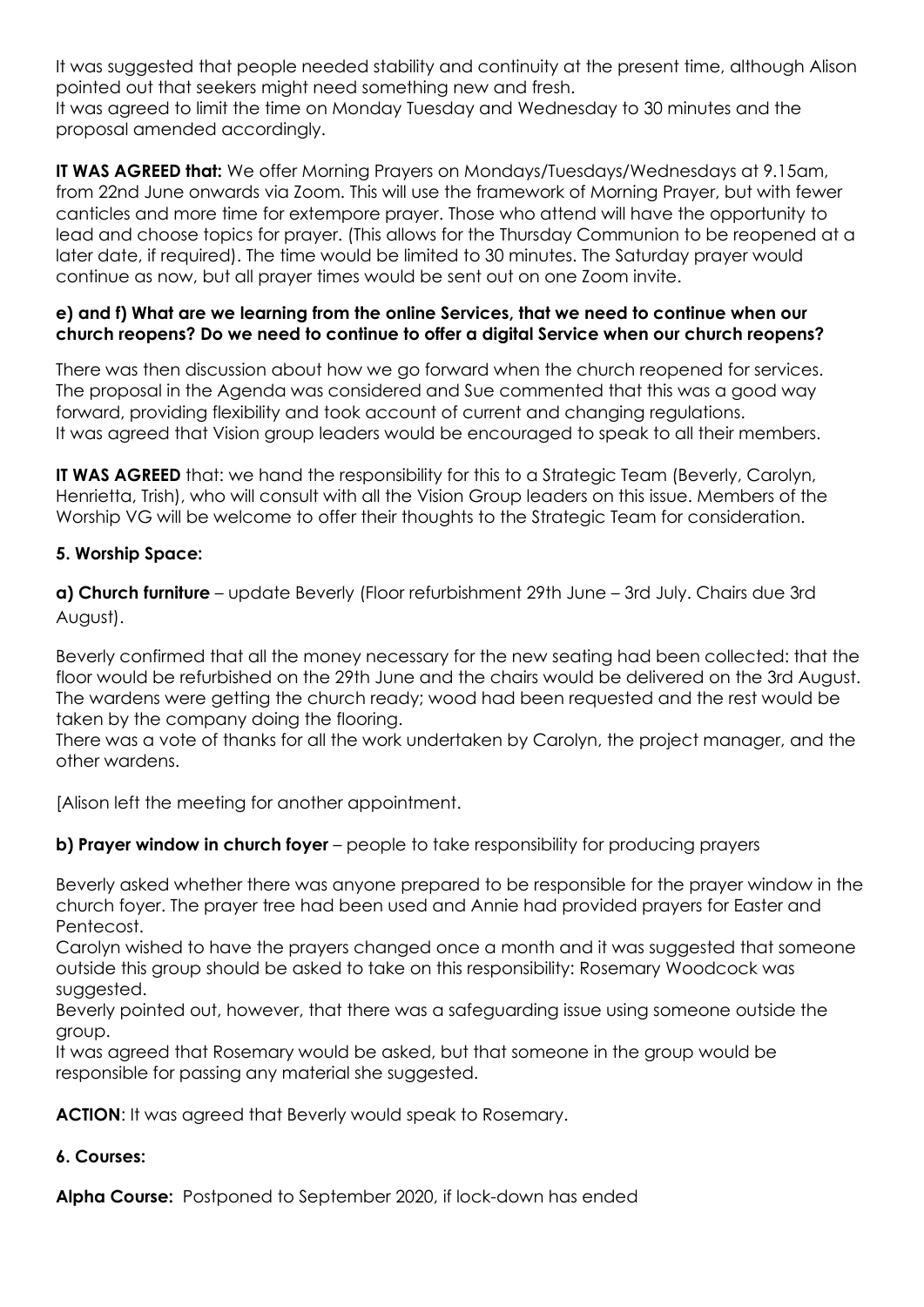It was suggested that people needed stability and continuity at the present time, although Alison pointed out that seekers might need something new and fresh.
It was agreed to limit the time on Monday Tuesday and Wednesday to 30 minutes and the proposal amended accordingly.

**IT WAS AGREED that:** We offer Morning Prayers on Mondays/Tuesdays/Wednesdays at 9.15am, from 22nd June onwards via Zoom. This will use the framework of Morning Prayer, but with fewer canticles and more time for extempore prayer. Those who attend will have the opportunity to lead and choose topics for prayer. (This allows for the Thursday Communion to be reopened at a later date, if required). The time would be limited to 30 minutes. The Saturday prayer would continue as now, but all prayer times would be sent out on one Zoom invite.

**e) and f) What are we learning from the online Services, that we need to continue when our church reopens? Do we need to continue to offer a digital Service when our church reopens?**

There was then discussion about how we go forward when the church reopened for services. The proposal in the Agenda was considered and Sue commented that this was a good way forward, providing flexibility and took account of current and changing regulations.
It was agreed that Vision group leaders would be encouraged to speak to all their members.

**IT WAS AGREED** that: we hand the responsibility for this to a Strategic Team (Beverly, Carolyn, Henrietta, Trish), who will consult with all the Vision Group leaders on this issue. Members of the Worship VG will be welcome to offer their thoughts to the Strategic Team for consideration.

**5. Worship Space:**

**a) Church furniture** – update Beverly (Floor refurbishment 29th June – 3rd July. Chairs due 3rd August).

Beverly confirmed that all the money necessary for the new seating had been collected: that the floor would be refurbished on the 29th June and the chairs would be delivered on the 3rd August. The wardens were getting the church ready; wood had been requested and the rest would be taken by the company doing the flooring.
There was a vote of thanks for all the work undertaken by Carolyn, the project manager, and the other wardens.

[Alison left the meeting for another appointment.

**b) Prayer window in church foyer** – people to take responsibility for producing prayers

Beverly asked whether there was anyone prepared to be responsible for the prayer window in the church foyer. The prayer tree had been used and Annie had provided prayers for Easter and Pentecost.
Carolyn wished to have the prayers changed once a month and it was suggested that someone outside this group should be asked to take on this responsibility: Rosemary Woodcock was suggested.
Beverly pointed out, however, that there was a safeguarding issue using someone outside the group.
It was agreed that Rosemary would be asked, but that someone in the group would be responsible for passing any material she suggested.

**ACTION**: It was agreed that Beverly would speak to Rosemary.

**6. Courses:**

**Alpha Course:** Postponed to September 2020, if lock-down has ended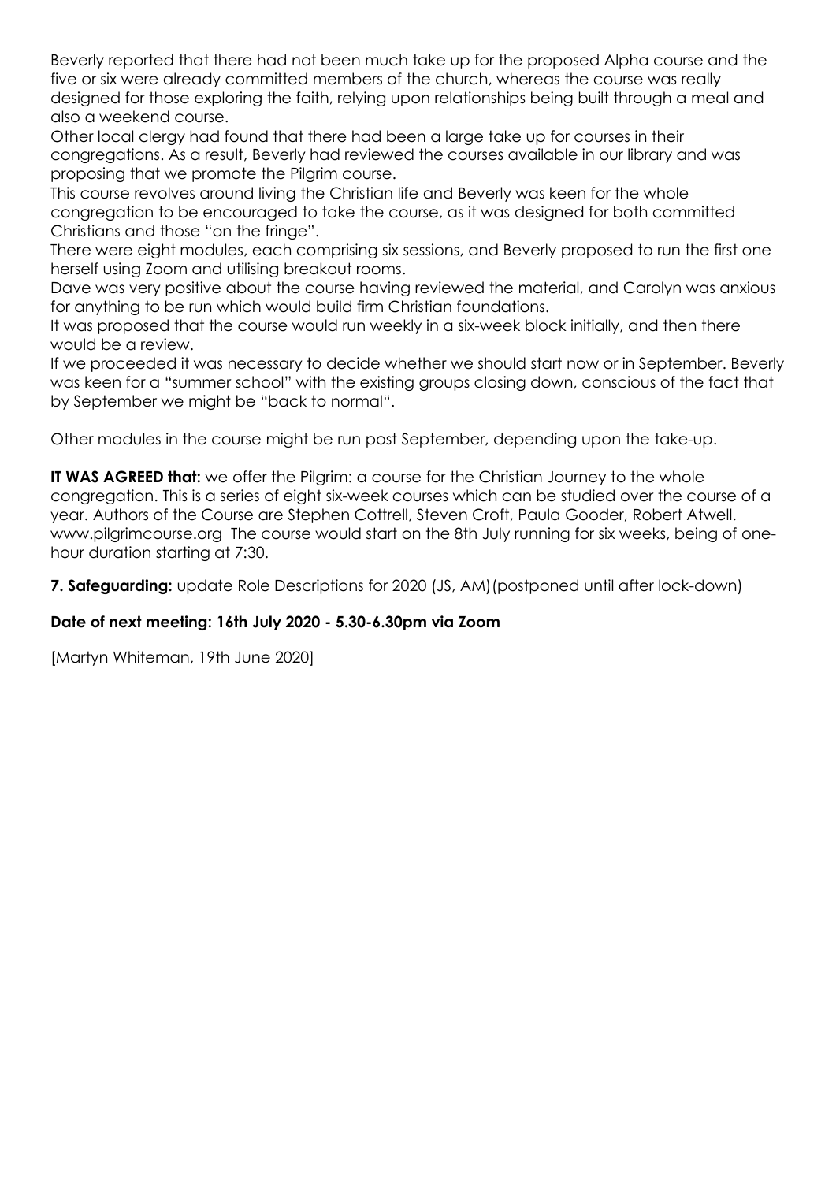Beverly reported that there had not been much take up for the proposed Alpha course and the five or six were already committed members of the church, whereas the course was really designed for those exploring the faith, relying upon relationships being built through a meal and also a weekend course.

Other local clergy had found that there had been a large take up for courses in their congregations. As a result, Beverly had reviewed the courses available in our library and was proposing that we promote the Pilgrim course.

This course revolves around living the Christian life and Beverly was keen for the whole congregation to be encouraged to take the course, as it was designed for both committed Christians and those "on the fringe".

There were eight modules, each comprising six sessions, and Beverly proposed to run the first one herself using Zoom and utilising breakout rooms.

Dave was very positive about the course having reviewed the material, and Carolyn was anxious for anything to be run which would build firm Christian foundations.

It was proposed that the course would run weekly in a six-week block initially, and then there would be a review.

If we proceeded it was necessary to decide whether we should start now or in September. Beverly was keen for a "summer school" with the existing groups closing down, conscious of the fact that by September we might be "back to normal".

Other modules in the course might be run post September, depending upon the take-up.

**IT WAS AGREED that:** we offer the Pilgrim: a course for the Christian Journey to the whole congregation. This is a series of eight six-week courses which can be studied over the course of a year. Authors of the Course are Stephen Cottrell, Steven Croft, Paula Gooder, Robert Atwell. www.pilgrimcourse.org The course would start on the 8th July running for six weeks, being of one-hour duration starting at 7:30.

**7. Safeguarding:** update Role Descriptions for 2020 (JS, AM)(postponed until after lock-down)

**Date of next meeting: 16th July 2020 - 5.30-6.30pm via Zoom**

[Martyn Whiteman, 19th June 2020]